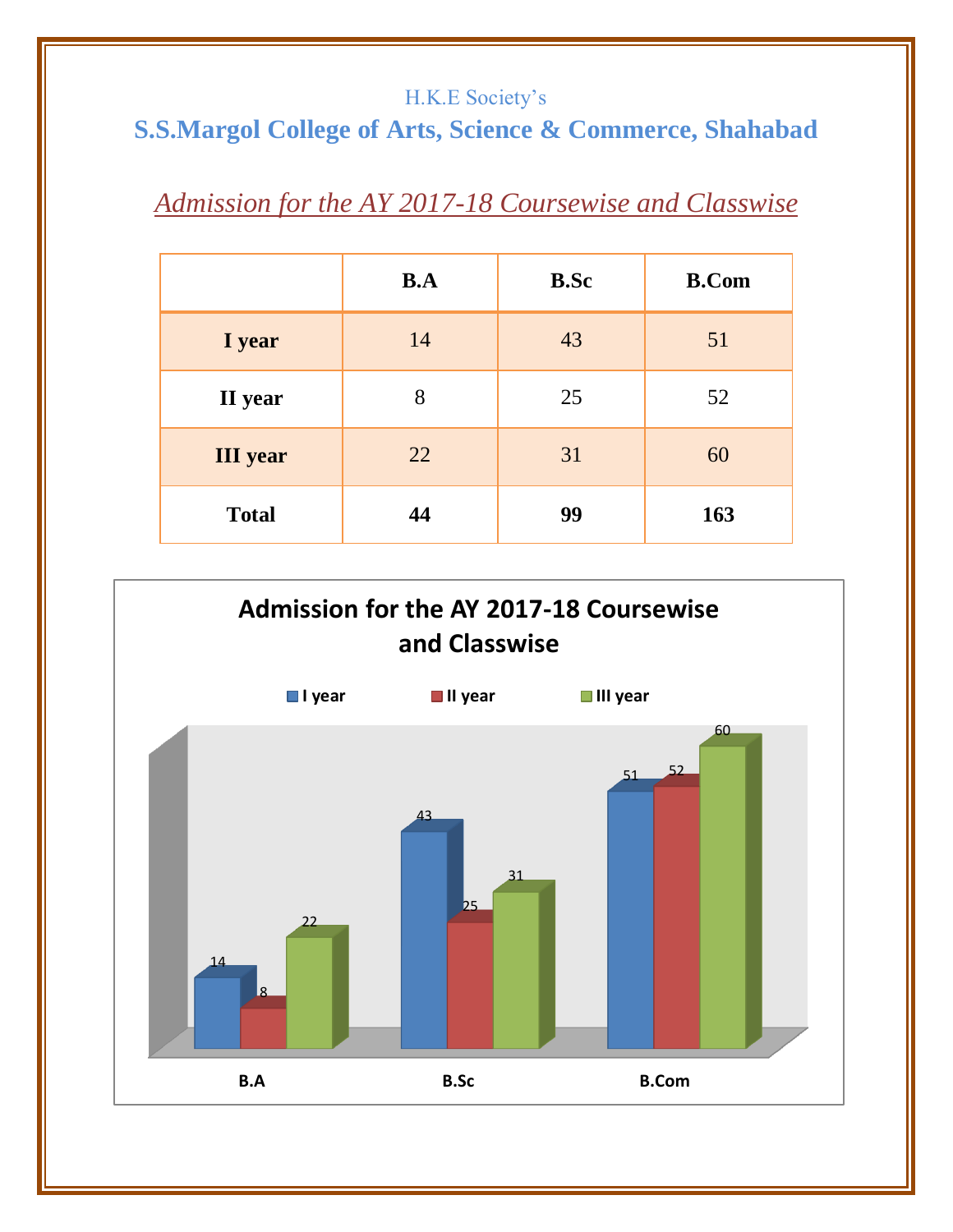H.K.E Society's

# S.S.Margol College of Arts, Science & Commerce, Shahabad

## *Admission for the AY 2017-18 Coursewise and Classwise*

| | B.A | B.Sc | B.Com |
|---|---|---|---|
| **I year** | 14 | 43 | 51 |
| **II year** | 8 | 25 | 52 |
| **III year** | 22 | 31 | 60 |
| **Total** | **44** | **99** | **163** |

**Admission for the AY 2017-18 Coursewise and Classwise**

I year
II year
III year

14
8
22
43
25
31
51
52
60

B.A
B.Sc
B.Com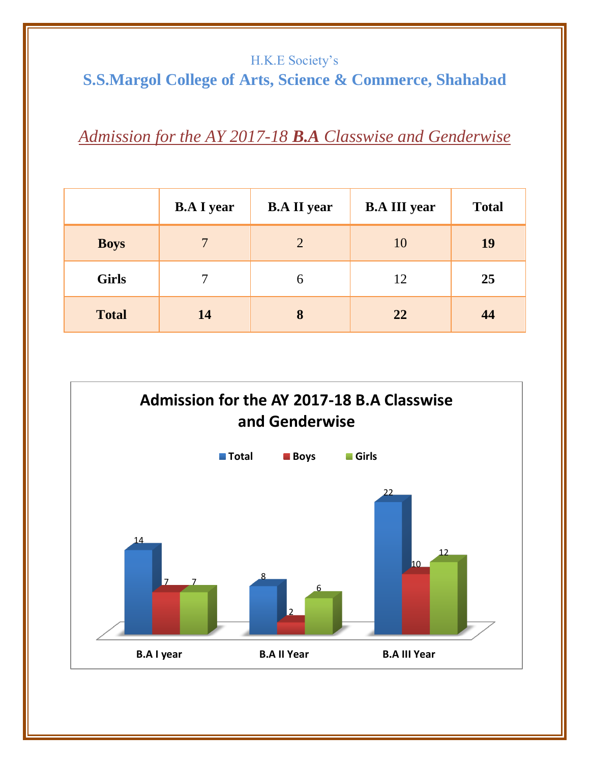H.K.E Society's

# S.S.Margol College of Arts, Science & Commerce, Shahabad

## *Admission for the AY 2017-18 **B.A** Classwise and Genderwise*

| | B.A I year | B.A II year | B.A III year | Total |
|---|---|---|---|---|
| **Boys** | 7 | 2 | 10 | **19** |
| **Girls** | 7 | 6 | 12 | **25** |
| **Total** | **14** | **8** | **22** | **44** |

**Admission for the AY 2017-18 B.A Classwise and Genderwise**

| | Total | Boys | Girls |
|---|---|---|---|
| B.A I year | 14 | 7 | 7 |
| B.A II Year | 8 | 2 | 6 |
| B.A III Year | 22 | 10 | 12 |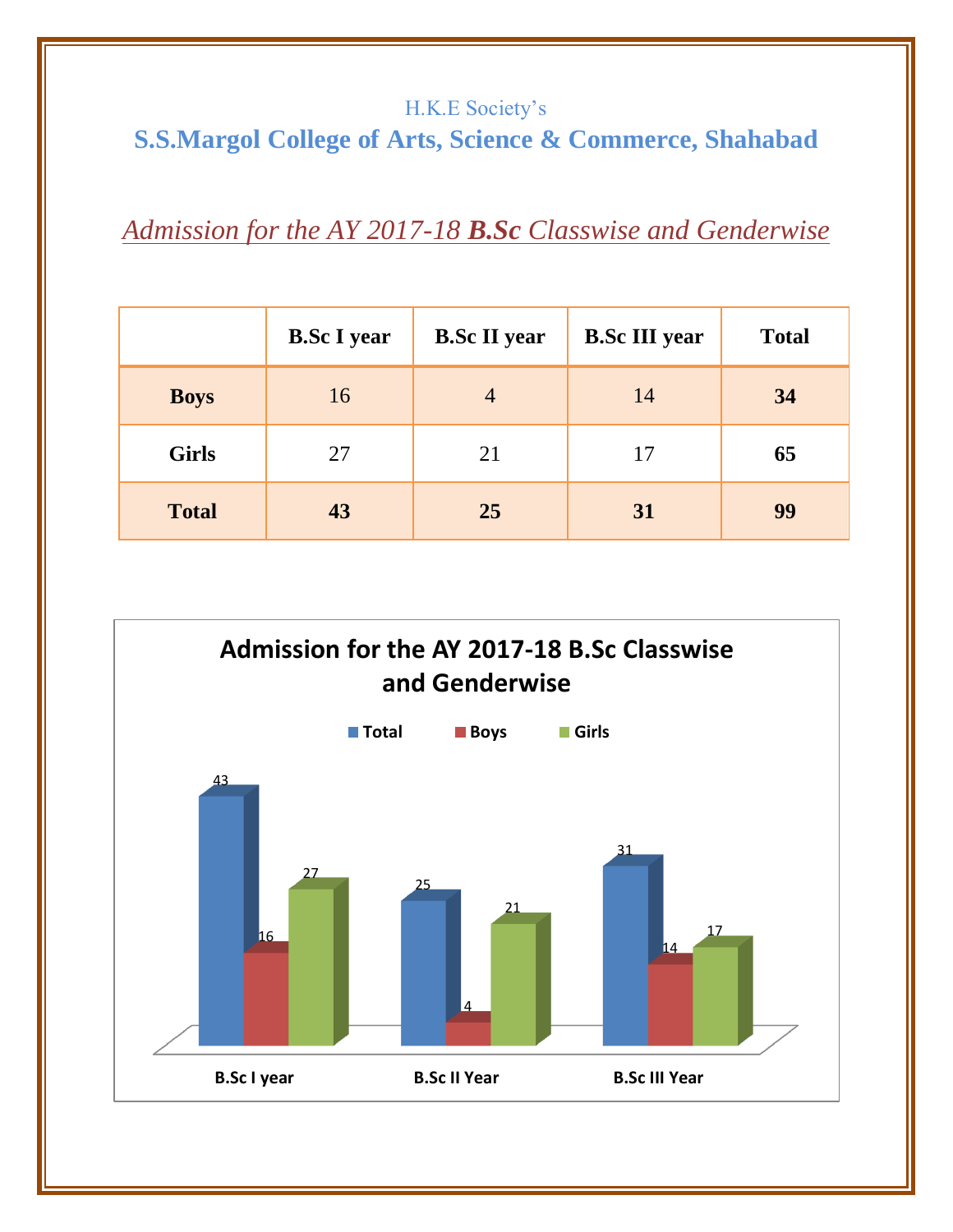H.K.E Society's

## S.S.Margol College of Arts, Science & Commerce, Shahabad

*Admission for the AY 2017-18* ***B.Sc*** *Classwise and Genderwise*

| | B.Sc I year | B.Sc II year | B.Sc III year | Total |
|---|---|---|---|---|
| **Boys** | 16 | 4 | 14 | **34** |
| **Girls** | 27 | 21 | 17 | **65** |
| **Total** | **43** | **25** | **31** | **99** |

**Admission for the AY 2017-18 B.Sc Classwise and Genderwise**

Total Boys Girls

43 16 27

25 4 21

31 14 17

B.Sc I year

B.Sc II Year

B.Sc III Year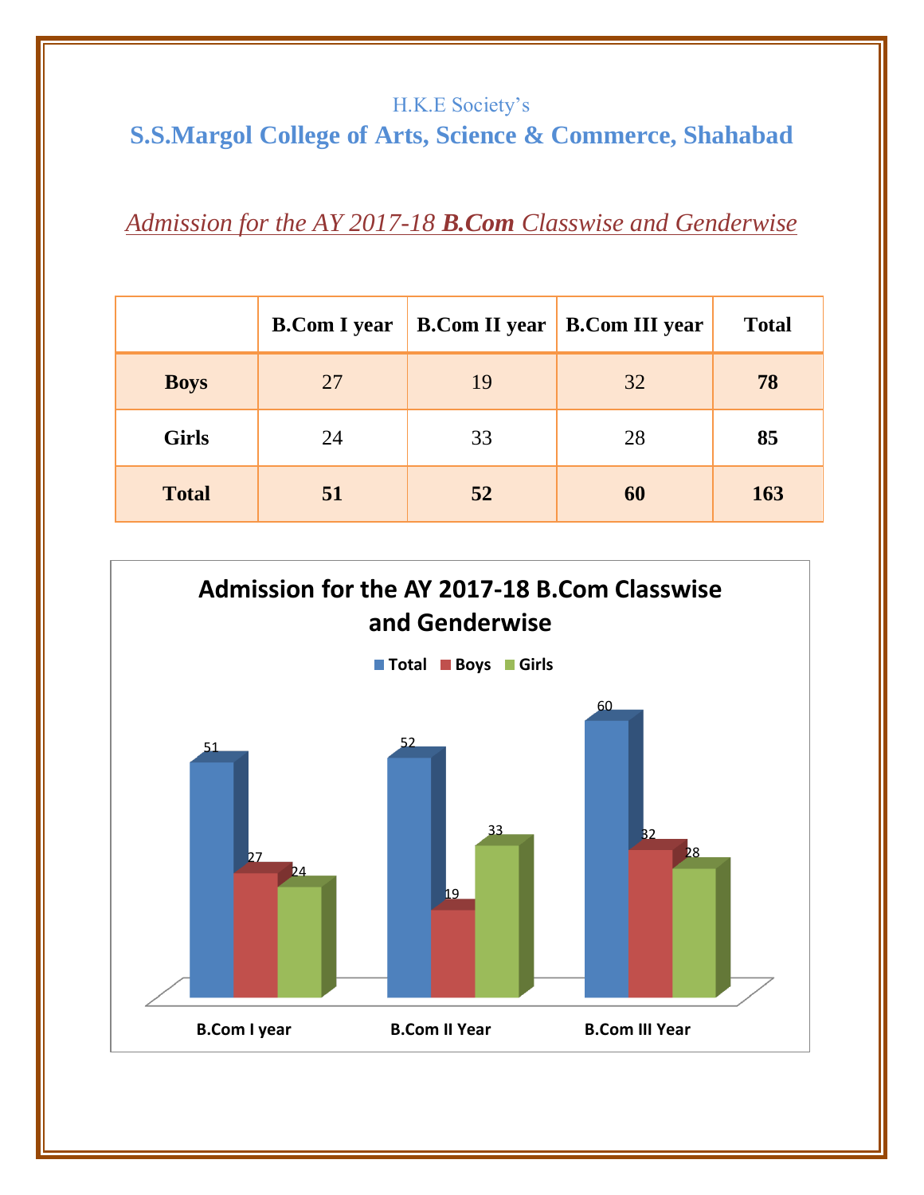H.K.E Society's

# S.S.Margol College of Arts, Science & Commerce, Shahabad

## *Admission for the AY 2017-18 **B.Com** Classwise and Genderwise*

| | B.Com I year | B.Com II year | B.Com III year | Total |
|---|---|---|---|---|
| **Boys** | 27 | 19 | 32 | **78** |
| **Girls** | 24 | 33 | 28 | **85** |
| **Total** | **51** | **52** | **60** | **163** |

**Admission for the AY 2017-18 B.Com Classwise and Genderwise**

Total Boys Girls

51 27 24

52 19 33

60 32 28

B.Com I year B.Com II Year B.Com III Year